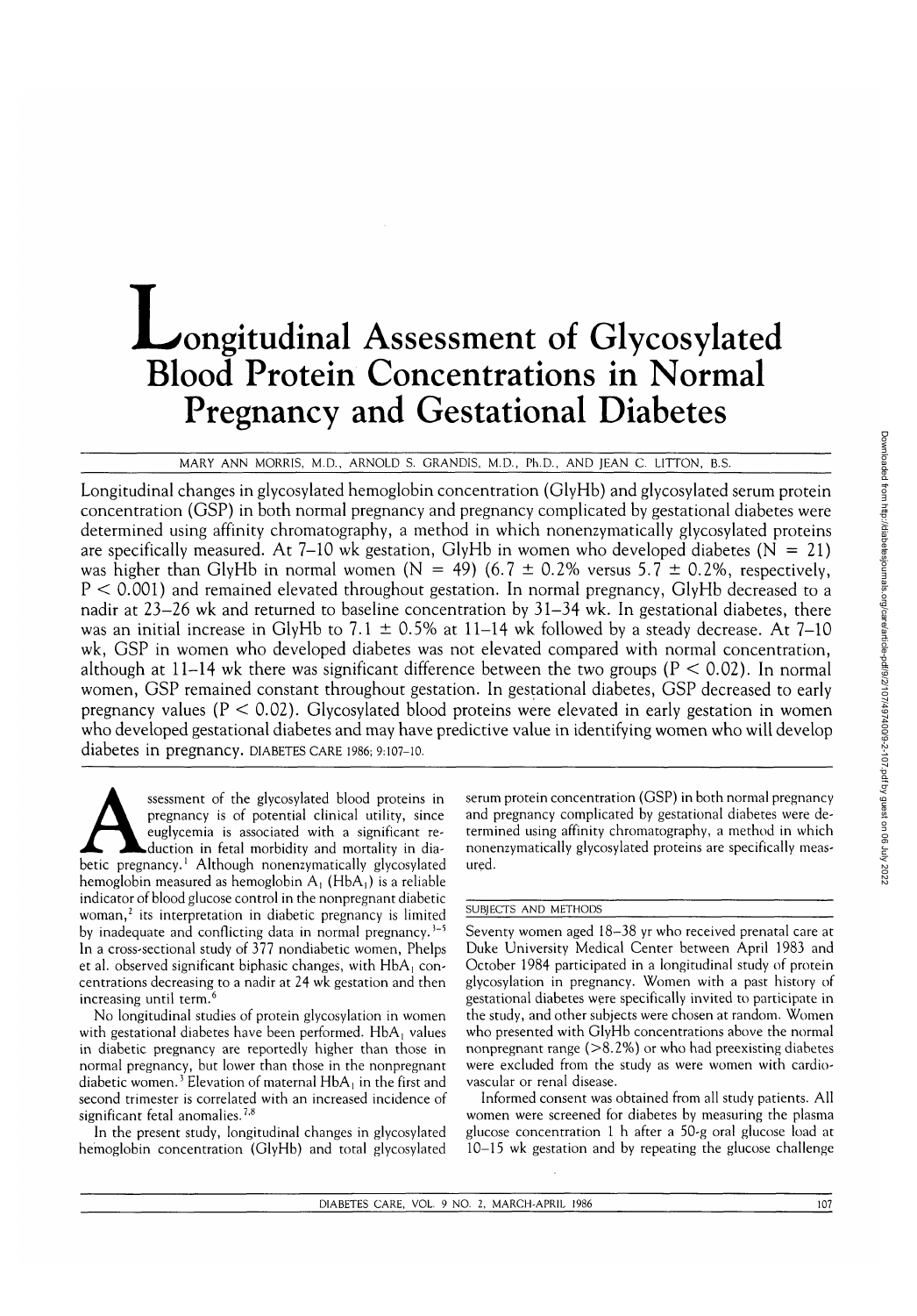# Longitudinal Assessment of Glycosylated Blood Protein Concentrations in Normal Pregnancy and Gestational Diabetes

MARY ANN MORRIS, M.D., ARNOLD S. GRANDIS, M.D., Ph.D., AND JEAN C. LITTON, B.S.

Longitudinal changes in glycosylated hemoglobin concentration (GlyHb) and glycosylated serum protein concentration (GSP) in both normal pregnancy and pregnancy complicated by gestational diabetes were determined using affinity chromatography, a method in which nonenzymatically glycosylated proteins are specifically measured. At 7–10 wk gestation, GlyHb in women who developed diabetes ($N = 21$) was higher than GlyHb in normal women ($N = 49$) ($6.7 \pm 0.2\%$ versus $5.7 \pm 0.2\%$, respectively, $P < 0.001$) and remained elevated throughout gestation. In normal pregnancy, GlyHb decreased to a nadir at 23–26 wk and returned to baseline concentration by 31–34 wk. In gestational diabetes, there was an initial increase in GlyHb to $7.1 \pm 0.5\%$ at 11–14 wk followed by a steady decrease. At 7–10 wk, GSP in women who developed diabetes was not elevated compared with normal concentration, although at 11–14 wk there was significant difference between the two groups ($P < 0.02$). In normal women, GSP remained constant throughout gestation. In gestational diabetes, GSP decreased to early pregnancy values ($P < 0.02$). Glycosylated blood proteins were elevated in early gestation in women who developed gestational diabetes and may have predictive value in identifying women who will develop diabetes in pregnancy. DIABETES CARE 1986; 9:107–10.

Assessment of the glycosylated blood proteins in pregnancy is of potential clinical utility, since euglycemia is associated with a significant reduction in fetal morbidity and mortality in diabetic pregnancy.[1] Although nonenzymatically glycosylated hemoglobin measured as hemoglobin $A_1$ ($HbA_1$) is a reliable indicator of blood glucose control in the nonpregnant diabetic woman,[2] its interpretation in diabetic pregnancy is limited by inadequate and conflicting data in normal pregnancy.[3–5] In a cross-sectional study of 377 nondiabetic women, Phelps et al. observed significant biphasic changes, with $HbA_1$ concentrations decreasing to a nadir at 24 wk gestation and then increasing until term.[6]

No longitudinal studies of protein glycosylation in women with gestational diabetes have been performed. $HbA_1$ values in diabetic pregnancy are reportedly higher than those in normal pregnancy, but lower than those in the nonpregnant diabetic women.[3] Elevation of maternal $HbA_1$ in the first and second trimester is correlated with an increased incidence of significant fetal anomalies.[7,8]

In the present study, longitudinal changes in glycosylated hemoglobin concentration (GlyHb) and total glycosylated serum protein concentration (GSP) in both normal pregnancy and pregnancy complicated by gestational diabetes were determined using affinity chromatography, a method in which nonenzymatically glycosylated proteins are specifically measured.

## SUBJECTS AND METHODS

Seventy women aged 18–38 yr who received prenatal care at Duke University Medical Center between April 1983 and October 1984 participated in a longitudinal study of protein glycosylation in pregnancy. Women with a past history of gestational diabetes were specifically invited to participate in the study, and other subjects were chosen at random. Women who presented with GlyHb concentrations above the normal nonpregnant range (>8.2%) or who had preexisting diabetes were excluded from the study as were women with cardiovascular or renal disease.

Informed consent was obtained from all study patients. All women were screened for diabetes by measuring the plasma glucose concentration 1 h after a 50-g oral glucose load at 10–15 wk gestation and by repeating the glucose challenge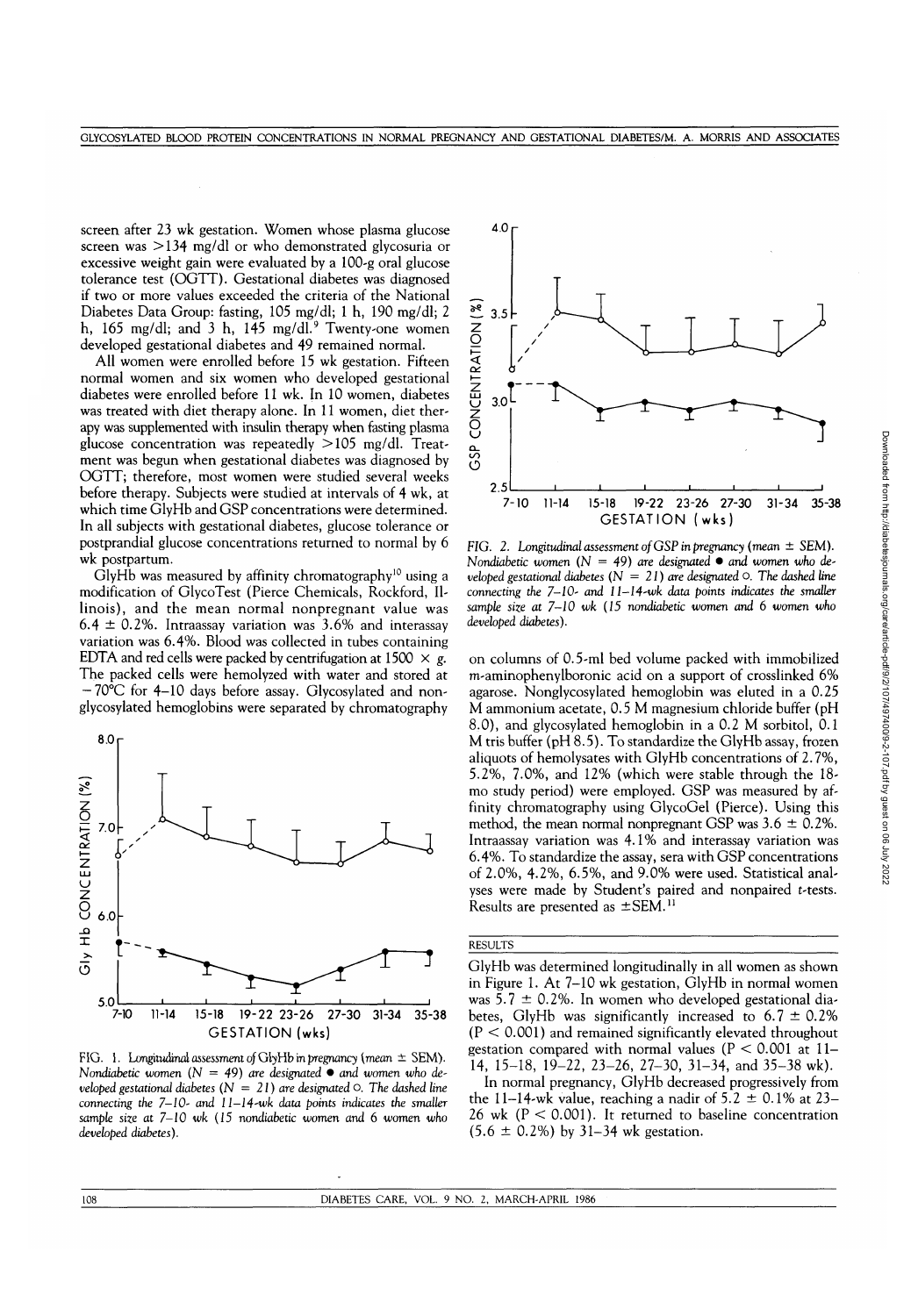screen after 23 wk gestation. Women whose plasma glucose screen was >134 mg/dl or who demonstrated glycosuria or excessive weight gain were evaluated by a 100-g oral glucose tolerance test (OGTT). Gestational diabetes was diagnosed if two or more values exceeded the criteria of the National Diabetes Data Group: fasting, 105 mg/dl; 1 h, 190 mg/dl; 2 h, 165 mg/dl; and 3 h, 145 mg/dl.[9] Twenty-one women developed gestational diabetes and 49 remained normal.

All women were enrolled before 15 wk gestation. Fifteen normal women and six women who developed gestational diabetes were enrolled before 11 wk. In 10 women, diabetes was treated with diet therapy alone. In 11 women, diet therapy was supplemented with insulin therapy when fasting plasma glucose concentration was repeatedly >105 mg/dl. Treatment was begun when gestational diabetes was diagnosed by OGTT; therefore, most women were studied several weeks before therapy. Subjects were studied at intervals of 4 wk, at which time GlyHb and GSP concentrations were determined. In all subjects with gestational diabetes, glucose tolerance or postprandial glucose concentrations returned to normal by 6 wk postpartum.

GlyHb was measured by affinity chromatography[10] using a modification of GlycoTest (Pierce Chemicals, Rockford, Illinois), and the mean normal nonpregnant value was 6.4 ± 0.2%. Intraassay variation was 3.6% and interassay variation was 6.4%. Blood was collected in tubes containing EDTA and red cells were packed by centrifugation at 1500 × *g*. The packed cells were hemolyzed with water and stored at −70°C for 4–10 days before assay. Glycosylated and nonglycosylated hemoglobins were separated by chromatography on columns of 0.5-ml bed volume packed with immobilized *m*-aminophenylboronic acid on a support of crosslinked 6% agarose. Nonglycosylated hemoglobin was eluted in a 0.25 M ammonium acetate, 0.5 M magnesium chloride buffer (pH 8.0), and glycosylated hemoglobin in a 0.2 M sorbitol, 0.1 M tris buffer (pH 8.5). To standardize the GlyHb assay, frozen aliquots of hemolysates with GlyHb concentrations of 2.7%, 5.2%, 7.0%, and 12% (which were stable through the 18-mo study period) were employed. GSP was measured by affinity chromatography using GlycoGel (Pierce). Using this method, the mean normal nonpregnant GSP was 3.6 ± 0.2%. Intraassay variation was 4.1% and interassay variation was 6.4%. To standardize the assay, sera with GSP concentrations of 2.0%, 4.2%, 6.5%, and 9.0% were used. Statistical analyses were made by Student's paired and nonpaired *t*-tests. Results are presented as ±SEM.[11]

FIG. 1. *Longitudinal assessment of GlyHb in pregnancy (mean ± SEM). Nondiabetic women (N = 49) are designated ● and women who developed gestational diabetes (N = 21) are designated ○. The dashed line connecting the 7–10- and 11–14-wk data points indicates the smaller sample size at 7–10 wk (15 nondiabetic women and 6 women who developed diabetes).*

FIG. 2. *Longitudinal assessment of GSP in pregnancy (mean ± SEM). Nondiabetic women (N = 49) are designated ● and women who developed gestational diabetes (N = 21) are designated ○. The dashed line connecting the 7–10- and 11–14-wk data points indicates the smaller sample size at 7–10 wk (15 nondiabetic women and 6 women who developed diabetes).*

## RESULTS

GlyHb was determined longitudinally in all women as shown in Figure 1. At 7–10 wk gestation, GlyHb in normal women was 5.7 ± 0.2%. In women who developed gestational diabetes, GlyHb was significantly increased to 6.7 ± 0.2% ($P < 0.001$) and remained significantly elevated throughout gestation compared with normal values ($P < 0.001$ at 11–14, 15–18, 19–22, 23–26, 27–30, 31–34, and 35–38 wk).

In normal pregnancy, GlyHb decreased progressively from the 11–14-wk value, reaching a nadir of 5.2 ± 0.1% at 23–26 wk ($P < 0.001$). It returned to baseline concentration (5.6 ± 0.2%) by 31–34 wk gestation.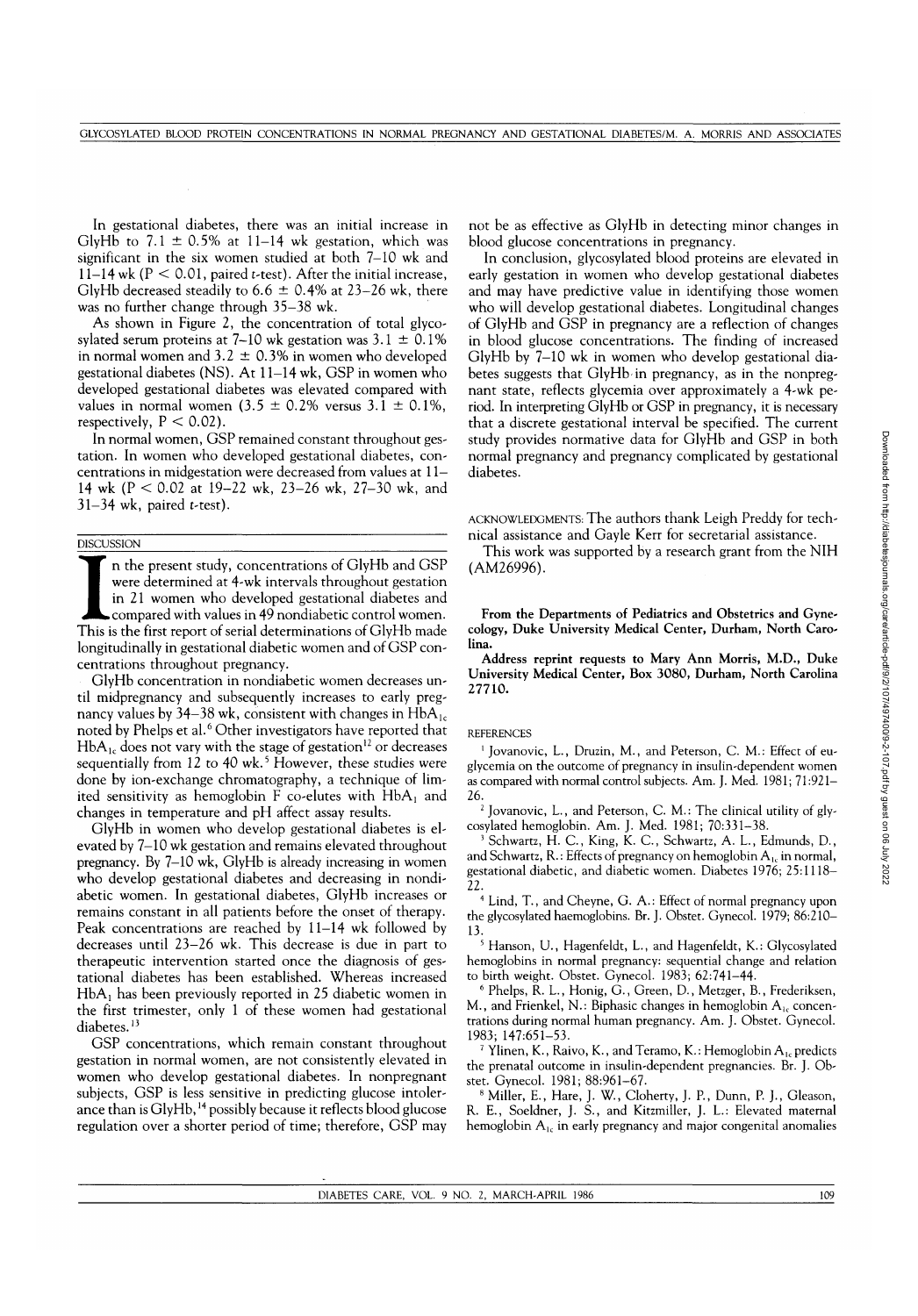In gestational diabetes, there was an initial increase in GlyHb to 7.1 ± 0.5% at 11–14 wk gestation, which was significant in the six women studied at both 7–10 wk and 11–14 wk ($P < 0.01$, paired $t$-test). After the initial increase, GlyHb decreased steadily to 6.6 ± 0.4% at 23–26 wk, there was no further change through 35–38 wk.

As shown in Figure 2, the concentration of total glycosylated serum proteins at 7–10 wk gestation was 3.1 ± 0.1% in normal women and 3.2 ± 0.3% in women who developed gestational diabetes (NS). At 11–14 wk, GSP in women who developed gestational diabetes was elevated compared with values in normal women (3.5 ± 0.2% versus 3.1 ± 0.1%, respectively, $P < 0.02$).

In normal women, GSP remained constant throughout gestation. In women who developed gestational diabetes, concentrations in midgestation were decreased from values at 11–14 wk ($P < 0.02$ at 19–22 wk, 23–26 wk, 27–30 wk, and 31–34 wk, paired $t$-test).

## DISCUSSION

In the present study, concentrations of GlyHb and GSP were determined at 4-wk intervals throughout gestation in 21 women who developed gestational diabetes and compared with values in 49 nondiabetic control women. This is the first report of serial determinations of GlyHb made longitudinally in gestational diabetic women and of GSP concentrations throughout pregnancy.

GlyHb concentration in nondiabetic women decreases until midpregnancy and subsequently increases to early pregnancy values by 34–38 wk, consistent with changes in $HbA_{1c}$ noted by Phelps et al.[6] Other investigators have reported that $HbA_{1c}$ does not vary with the stage of gestation[12] or decreases sequentially from 12 to 40 wk.[5] However, these studies were done by ion-exchange chromatography, a technique of limited sensitivity as hemoglobin F co-elutes with $HbA_1$ and changes in temperature and pH affect assay results.

GlyHb in women who develop gestational diabetes is elevated by 7–10 wk gestation and remains elevated throughout pregnancy. By 7–10 wk, GlyHb is already increasing in women who develop gestational diabetes and decreasing in nondiabetic women. In gestational diabetes, GlyHb increases or remains constant in all patients before the onset of therapy. Peak concentrations are reached by 11–14 wk followed by decreases until 23–26 wk. This decrease is due in part to therapeutic intervention started once the diagnosis of gestational diabetes has been established. Whereas increased $HbA_1$ has been previously reported in 25 diabetic women in the first trimester, only 1 of these women had gestational diabetes.[13]

GSP concentrations, which remain constant throughout gestation in normal women, are not consistently elevated in women who develop gestational diabetes. In nonpregnant subjects, GSP is less sensitive in predicting glucose intolerance than is GlyHb,[14] possibly because it reflects blood glucose regulation over a shorter period of time; therefore, GSP may not be as effective as GlyHb in detecting minor changes in blood glucose concentrations in pregnancy.

In conclusion, glycosylated blood proteins are elevated in early gestation in women who develop gestational diabetes and may have predictive value in identifying those women who will develop gestational diabetes. Longitudinal changes of GlyHb and GSP in pregnancy are a reflection of changes in blood glucose concentrations. The finding of increased GlyHb by 7–10 wk in women who develop gestational diabetes suggests that GlyHb in pregnancy, as in the nonpregnant state, reflects glycemia over approximately a 4-wk period. In interpreting GlyHb or GSP in pregnancy, it is necessary that a discrete gestational interval be specified. The current study provides normative data for GlyHb and GSP in both normal pregnancy and pregnancy complicated by gestational diabetes.

ACKNOWLEDGMENTS: The authors thank Leigh Preddy for technical assistance and Gayle Kerr for secretarial assistance.

This work was supported by a research grant from the NIH (AM26996).

**From the Departments of Pediatrics and Obstetrics and Gynecology, Duke University Medical Center, Durham, North Carolina.**

**Address reprint requests to Mary Ann Morris, M.D., Duke University Medical Center, Box 3080, Durham, North Carolina 27710.**

## REFERENCES

1. Jovanovic, L., Druzin, M., and Peterson, C. M.: Effect of euglycemia on the outcome of pregnancy in insulin-dependent women as compared with normal control subjects. Am. J. Med. 1981; 71:921–26.
2. Jovanovic, L., and Peterson, C. M.: The clinical utility of glycosylated hemoglobin. Am. J. Med. 1981; 70:331–38.
3. Schwartz, H. C., King, K. C., Schwartz, A. L., Edmunds, D., and Schwartz, R.: Effects of pregnancy on hemoglobin $A_{1c}$ in normal, gestational diabetic, and diabetic women. Diabetes 1976; 25:1118–22.
4. Lind, T., and Cheyne, G. A.: Effect of normal pregnancy upon the glycosylated haemoglobins. Br. J. Obstet. Gynecol. 1979; 86:210–13.
5. Hanson, U., Hagenfeldt, L., and Hagenfeldt, K.: Glycosylated hemoglobins in normal pregnancy: sequential change and relation to birth weight. Obstet. Gynecol. 1983; 62:741–44.
6. Phelps, R. L., Honig, G. R., Green, D., Metzger, B., Frederiksen, M., and Frienkel, N.: Biphasic changes in hemoglobin $A_{1c}$ concentrations during normal human pregnancy. Am. J. Obstet. Gynecol. 1983; 147:651–53.
7. Ylinen, K., Raivo, K., and Teramo, K.: Hemoglobin $A_{1c}$ predicts the prenatal outcome in insulin-dependent pregnancies. Br. J. Obstet. Gynecol. 1981; 88:961–67.
8. Miller, E., Hare, J. W., Cloherty, J. P., Dunn, P. J., Gleason, R. E., Soeldner, J. S., and Kitzmiller, J. L.: Elevated maternal hemoglobin $A_{1c}$ in early pregnancy and major congenital anomalies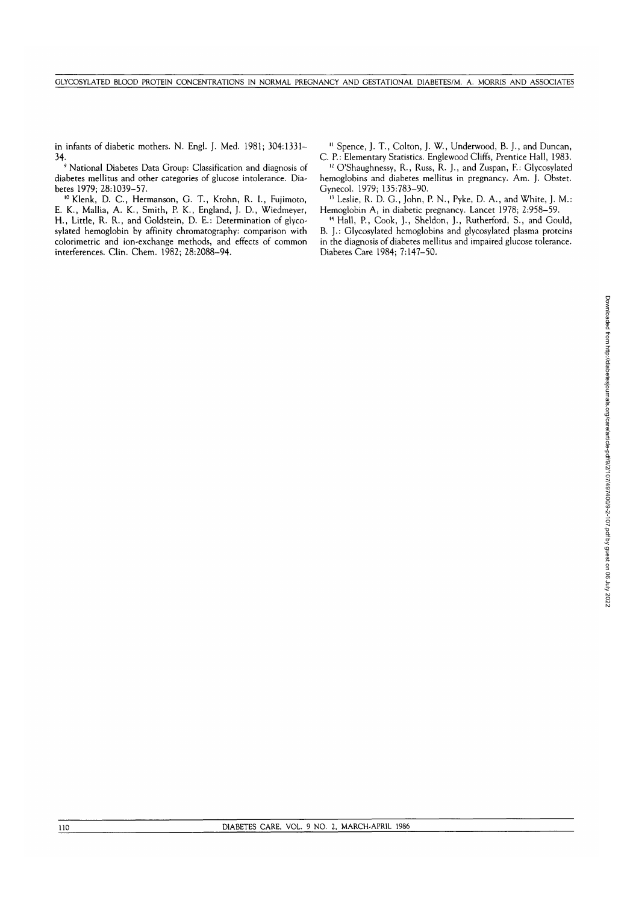in infants of diabetic mothers. N. Engl. J. Med. 1981; 304:1331–34.

[9] National Diabetes Data Group: Classification and diagnosis of diabetes mellitus and other categories of glucose intolerance. Diabetes 1979; 28:1039–57.

[10] Klenk, D. C., Hermanson, G. T., Krohn, R. I., Fujimoto, E. K., Mallia, A. K., Smith, P. K., England, J. D., Wiedmeyer, H., Little, R. R., and Goldstein, D. E.: Determination of glycosylated hemoglobin by affinity chromatography: comparison with colorimetric and ion-exchange methods, and effects of common interferences. Clin. Chem. 1982; 28:2088–94.

[11] Spence, J. T., Colton, J. W., Underwood, B. J., and Duncan, C. P.: Elementary Statistics. Englewood Cliffs, Prentice Hall, 1983.

[12] O'Shaughnessy, R., Russ, R. J., and Zuspan, F.: Glycosylated hemoglobins and diabetes mellitus in pregnancy. Am. J. Obstet. Gynecol. 1979; 135:783–90.

[13] Leslie, R. D. G., John, P. N., Pyke, D. A., and White, J. M.: Hemoglobin $A_1$ in diabetic pregnancy. Lancet 1978; 2:958–59.

[14] Hall, P., Cook, J., Sheldon, J., Rutherford, S., and Gould, B. J.: Glycosylated hemoglobins and glycosylated plasma proteins in the diagnosis of diabetes mellitus and impaired glucose tolerance. Diabetes Care 1984; 7:147–50.